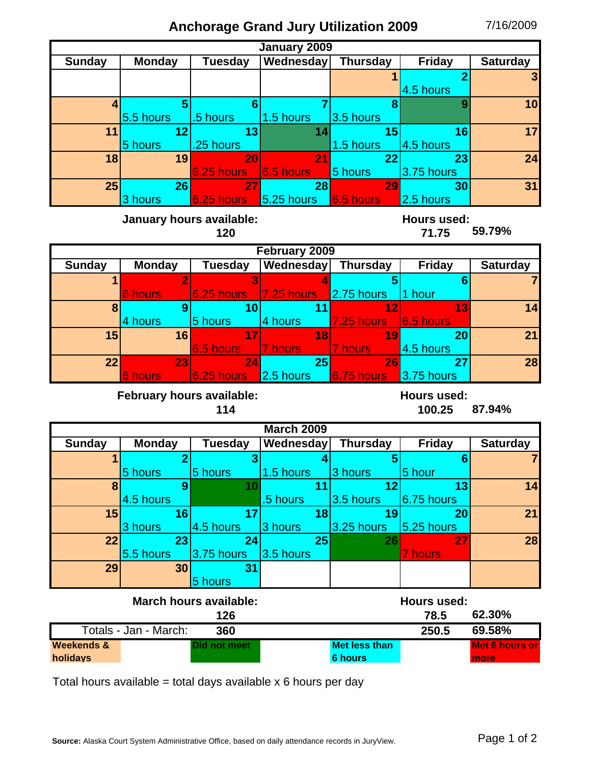# Anchorage Grand Jury Utilization 2009

7/16/2009

| January 2009 | | | | | | |
|---|---|---|---|---|---|---|
| Sunday | Monday | Tuesday | Wednesday | Thursday | Friday | Saturday |
| | | | | 1 | 2<br>4.5 hours | 3 |
| 4 | 5<br>5.5 hours | 6<br>.5 hours | 7<br>1.5 hours | 8<br>3.5 hours | 9 | 10 |
| 11 | 12<br>5 hours | 13<br>.25 hours | 14 | 15<br>1.5 hours | 16<br>4.5 hours | 17 |
| 18 | 19 | 20<br>6.25 hours | 21<br>6.5 hours | 22<br>5 hours | 23<br>3.75 hours | 24 |
| 25 | 26<br>3 hours | 27<br>6.25 hours | 28<br>5.25 hours | 29<br>6.5 hours | 30<br>2.5 hours | 31 |

**January hours available:** 120 **Hours used:** 71.75 **59.79%**

| February 2009 | | | | | | |
|---|---|---|---|---|---|---|
| Sunday | Monday | Tuesday | Wednesday | Thursday | Friday | Saturday |
| 1 | 2<br>6 hours | 3<br>6.25 hours | 4<br>7.25 hours | 5<br>2.75 hours | 6<br>1 hour | 7 |
| 8 | 9<br>4 hours | 10<br>5 hours | 11<br>4 hours | 12<br>7.25 hours | 13<br>6.5 hours | 14 |
| 15 | 16 | 17<br>6.5 hours | 18<br>7 hours | 19<br>7 hours | 20<br>4.5 hours | 21 |
| 22 | 23<br>6 hours | 24<br>6.25 hours | 25<br>2.5 hours | 26<br>6.75 hours | 27<br>3.75 hours | 28 |

**February hours available:** 114 **Hours used:** 100.25 **87.94%**

| March 2009 | | | | | | |
|---|---|---|---|---|---|---|
| Sunday | Monday | Tuesday | Wednesday | Thursday | Friday | Saturday |
| 1 | 2<br>5 hours | 3<br>5 hours | 4<br>1.5 hours | 5<br>3 hours | 6<br>5 hour | 7 |
| 8 | 9<br>4.5 hours | 10 | 11<br>.5 hours | 12<br>3.5 hours | 13<br>6.75 hours | 14 |
| 15 | 16<br>3 hours | 17<br>4.5 hours | 18<br>3 hours | 19<br>3.25 hours | 20<br>5.25 hours | 21 |
| 22 | 23<br>5.5 hours | 24<br>3.75 hours | 25<br>3.5 hours | 26 | 27<br>7 hours | 28 |
| 29 | 30 | 31<br>5 hours | | | | |

**March hours available:** 126 **Hours used:** 78.5 **62.30%**

| Totals - Jan - March: | 360 | 250.5 | 69.58% |
|---|---|---|---|

**Legend:** Weekends & holidays | Did not meet | Met less than 6 hours | Met 6 hours or more

Total hours available = total days available x 6 hours per day

**Source:** Alaska Court System Administrative Office, based on daily attendance records in JuryView.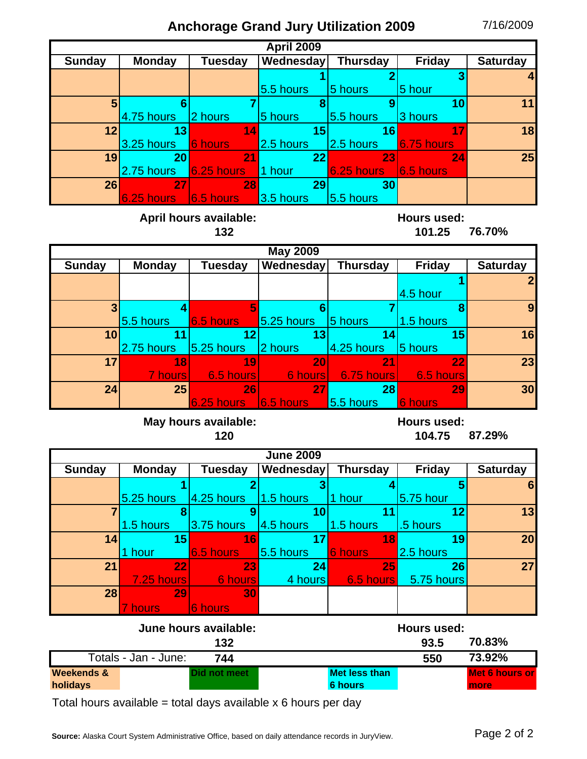# Anchorage Grand Jury Utilization 2009

7/16/2009

| April 2009 | | | | | | |
|---|---|---|---|---|---|---|
| **Sunday** | **Monday** | **Tuesday** | **Wednesday** | **Thursday** | **Friday** | **Saturday** |
| | | | 1<br>5.5 hours | 2<br>5 hours | 3<br>5 hour | 4 |
| 5 | 6<br>4.75 hours | 7<br>2 hours | 8<br>5 hours | 9<br>5.5 hours | 10<br>3 hours | 11 |
| 12 | 13<br>3.25 hours | 14<br>6 hours | 15<br>2.5 hours | 16<br>2.5 hours | 17<br>6.75 hours | 18 |
| 19 | 20<br>2.75 hours | 21<br>6.25 hours | 22<br>1 hour | 23<br>6.25 hours | 24<br>6.5 hours | 25 |
| 26 | 27<br>6.25 hours | 28<br>6.5 hours | 29<br>3.5 hours | 30<br>5.5 hours | | |

**April hours available:** **132**

**Hours used:** **101.25** **76.70%**

| May 2009 | | | | | | |
|---|---|---|---|---|---|---|
| **Sunday** | **Monday** | **Tuesday** | **Wednesday** | **Thursday** | **Friday** | **Saturday** |
| | | | | | 1<br>4.5 hour | 2 |
| 3 | 4<br>5.5 hours | 5<br>6.5 hours | 6<br>5.25 hours | 7<br>5 hours | 8<br>1.5 hours | 9 |
| 10 | 11<br>2.75 hours | 12<br>5.25 hours | 13<br>2 hours | 14<br>4.25 hours | 15<br>5 hours | 16 |
| 17 | 18<br>7 hours | 19<br>6.5 hours | 20<br>6 hours | 21<br>6.75 hours | 22<br>6.5 hours | 23 |
| 24 | 25 | 26<br>6.25 hours | 27<br>6.5 hours | 28<br>5.5 hours | 29<br>6 hours | 30 |

**May hours available:** **120**

**Hours used:** **104.75** **87.29%**

| June 2009 | | | | | | |
|---|---|---|---|---|---|---|
| **Sunday** | **Monday** | **Tuesday** | **Wednesday** | **Thursday** | **Friday** | **Saturday** |
| | 1<br>5.25 hours | 2<br>4.25 hours | 3<br>1.5 hours | 4<br>1 hour | 5<br>5.75 hour | 6 |
| 7 | 8<br>1.5 hours | 9<br>3.75 hours | 10<br>4.5 hours | 11<br>1.5 hours | 12<br>.5 hours | 13 |
| 14 | 15<br>1 hour | 16<br>6.5 hours | 17<br>5.5 hours | 18<br>6 hours | 19<br>2.5 hours | 20 |
| 21 | 22<br>7.25 hours | 23<br>6 hours | 24<br>4 hours | 25<br>6.5 hours | 26<br>5.75 hours | 27 |
| 28 | 29<br>7 hours | 30<br>6 hours | | | | |

**June hours available:** **132**

**Hours used:** **93.5** **70.83%**

| Totals - Jan - June: | **744** | **550** | **73.92%** |
|---|---|---|---|

**Legend:** **Weekends & holidays** | **Did not meet** | **Met less than 6 hours** | **Met 6 hours or more**

Total hours available = total days available x 6 hours per day

**Source:** Alaska Court System Administrative Office, based on daily attendance records in JuryView.